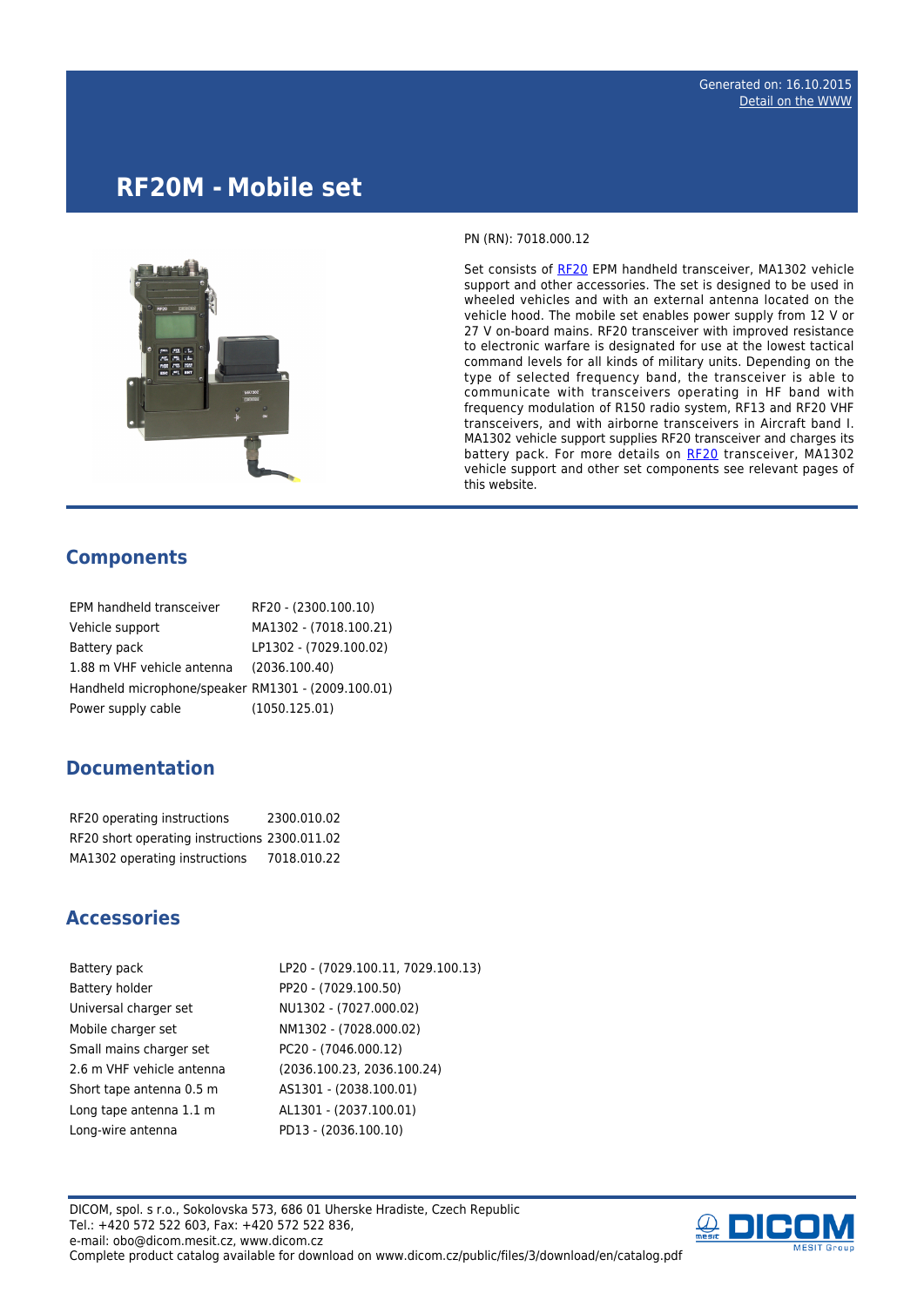Generated on: 16.10.2015
Detail on the WWW

# RF20M - Mobile set

PN (RN): 7018.000.12

Set consists of RF20 EPM handheld transceiver, MA1302 vehicle support and other accessories. The set is designed to be used in wheeled vehicles and with an external antenna located on the vehicle hood. The mobile set enables power supply from 12 V or 27 V on-board mains. RF20 transceiver with improved resistance to electronic warfare is designated for use at the lowest tactical command levels for all kinds of military units. Depending on the type of selected frequency band, the transceiver is able to communicate with transceivers operating in HF band with frequency modulation of R150 radio system, RF13 and RF20 VHF transceivers, and with airborne transceivers in Aircraft band I. MA1302 vehicle support supplies RF20 transceiver and charges its battery pack. For more details on RF20 transceiver, MA1302 vehicle support and other set components see relevant pages of this website.

## Components

| | |
|---|---|
| EPM handheld transceiver | RF20 - (2300.100.10) |
| Vehicle support | MA1302 - (7018.100.21) |
| Battery pack | LP1302 - (7029.100.02) |
| 1.88 m VHF vehicle antenna | (2036.100.40) |
| Handheld microphone/speaker | RM1301 - (2009.100.01) |
| Power supply cable | (1050.125.01) |

## Documentation

| | |
|---|---|
| RF20 operating instructions | 2300.010.02 |
| RF20 short operating instructions | 2300.011.02 |
| MA1302 operating instructions | 7018.010.22 |

## Accessories

| | |
|---|---|
| Battery pack | LP20 - (7029.100.11, 7029.100.13) |
| Battery holder | PP20 - (7029.100.50) |
| Universal charger set | NU1302 - (7027.000.02) |
| Mobile charger set | NM1302 - (7028.000.02) |
| Small mains charger set | PC20 - (7046.000.12) |
| 2.6 m VHF vehicle antenna | (2036.100.23, 2036.100.24) |
| Short tape antenna 0.5 m | AS1301 - (2038.100.01) |
| Long tape antenna 1.1 m | AL1301 - (2037.100.01) |
| Long-wire antenna | PD13 - (2036.100.10) |

DICOM, spol. s r.o., Sokolovska 573, 686 01 Uherske Hradiste, Czech Republic
Tel.: +420 572 522 603, Fax: +420 572 522 836,
e-mail: obo@dicom.mesit.cz, www.dicom.cz
Complete product catalog available for download on www.dicom.cz/public/files/3/download/en/catalog.pdf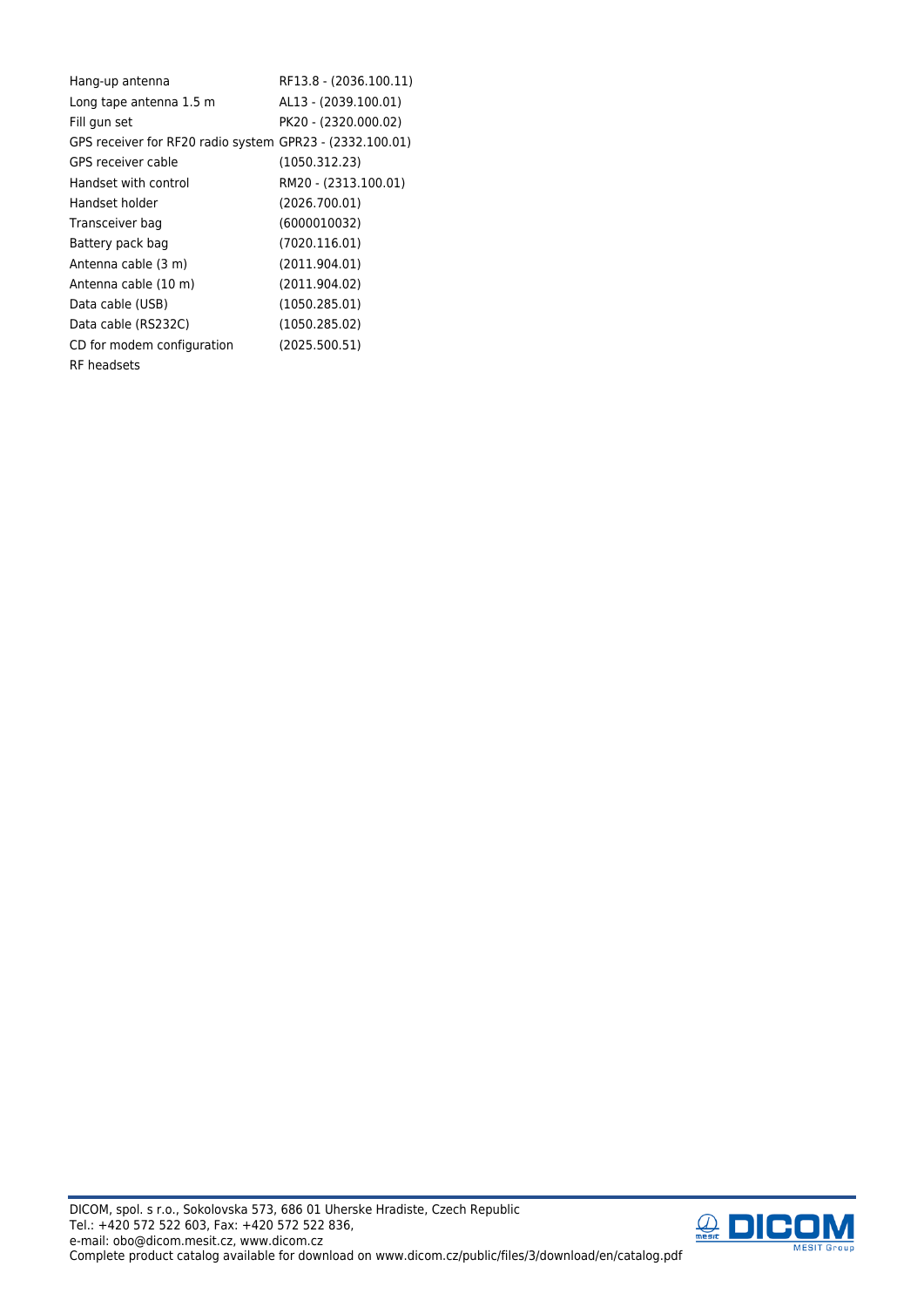| | |
|---|---|
| Hang-up antenna | RF13.8 - (2036.100.11) |
| Long tape antenna 1.5 m | AL13 - (2039.100.01) |
| Fill gun set | PK20 - (2320.000.02) |
| GPS receiver for RF20 radio system | GPR23 - (2332.100.01) |
| GPS receiver cable | (1050.312.23) |
| Handset with control | RM20 - (2313.100.01) |
| Handset holder | (2026.700.01) |
| Transceiver bag | (6000010032) |
| Battery pack bag | (7020.116.01) |
| Antenna cable (3 m) | (2011.904.01) |
| Antenna cable (10 m) | (2011.904.02) |
| Data cable (USB) | (1050.285.01) |
| Data cable (RS232C) | (1050.285.02) |
| CD for modem configuration | (2025.500.51) |
| RF headsets | |

DICOM, spol. s r.o., Sokolovska 573, 686 01 Uherske Hradiste, Czech Republic
Tel.: +420 572 522 603, Fax: +420 572 522 836,
e-mail: obo@dicom.mesit.cz, www.dicom.cz
Complete product catalog available for download on www.dicom.cz/public/files/3/download/en/catalog.pdf